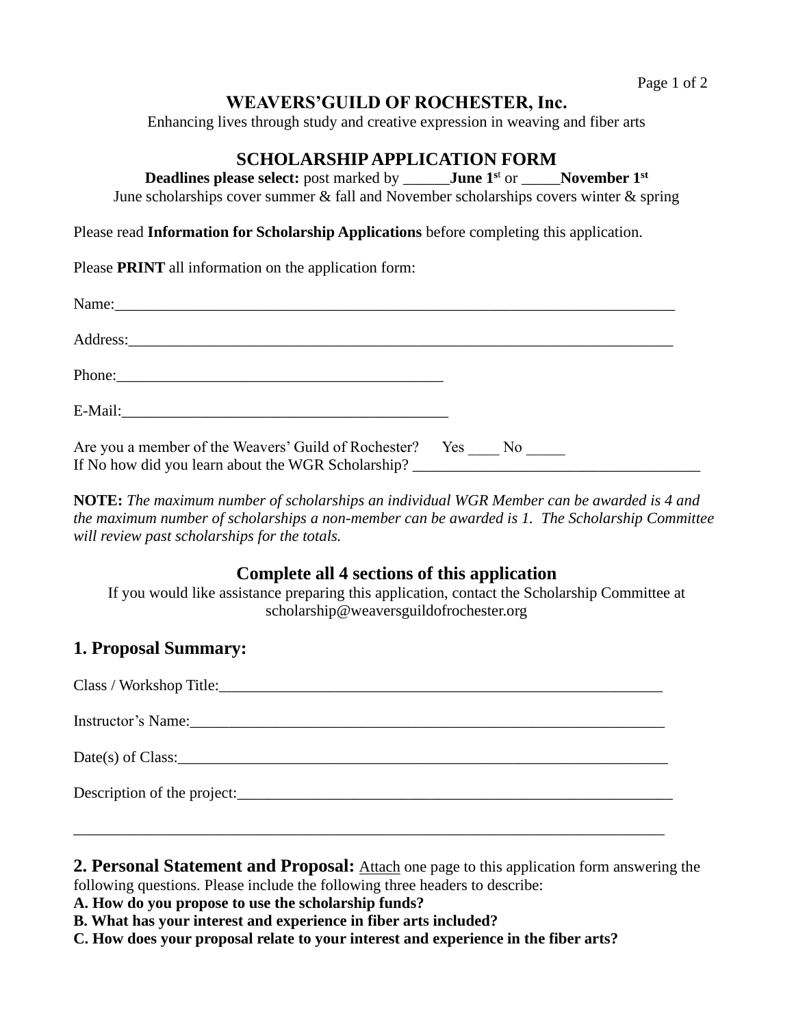# WEAVERS'GUILD OF ROCHESTER, Inc.

Enhancing lives through study and creative expression in weaving and fiber arts

## SCHOLARSHIP APPLICATION FORM

**Deadlines please select:** post marked by ______**June 1st** or _____**November 1st**

June scholarships cover summer & fall and November scholarships covers winter & spring

Please read **Information for Scholarship Applications** before completing this application.

Please **PRINT** all information on the application form:

Name:____________________________________________________________________________

Address:__________________________________________________________________________

Phone:___________________________________________

E-Mail:___________________________________________

Are you a member of the Weavers' Guild of Rochester? Yes ____ No _____
If No how did you learn about the WGR Scholarship? _____________________________________

**NOTE:** *The maximum number of scholarships an individual WGR Member can be awarded is 4 and the maximum number of scholarships a non-member can be awarded is 1. The Scholarship Committee will review past scholarships for the totals.*

### Complete all 4 sections of this application

If you would like assistance preparing this application, contact the Scholarship Committee at scholarship@weaversguildofrochester.org

## 1. Proposal Summary:

Class / Workshop Title:__________________________________________________________

Instructor's Name:______________________________________________________________

Date(s) of Class:________________________________________________________________

Description of the project:_______________________________________________________

______________________________________________________________________________

**2. Personal Statement and Proposal:** Attach one page to this application form answering the following questions. Please include the following three headers to describe:

**A. How do you propose to use the scholarship funds?**
**B. What has your interest and experience in fiber arts included?**
**C. How does your proposal relate to your interest and experience in the fiber arts?**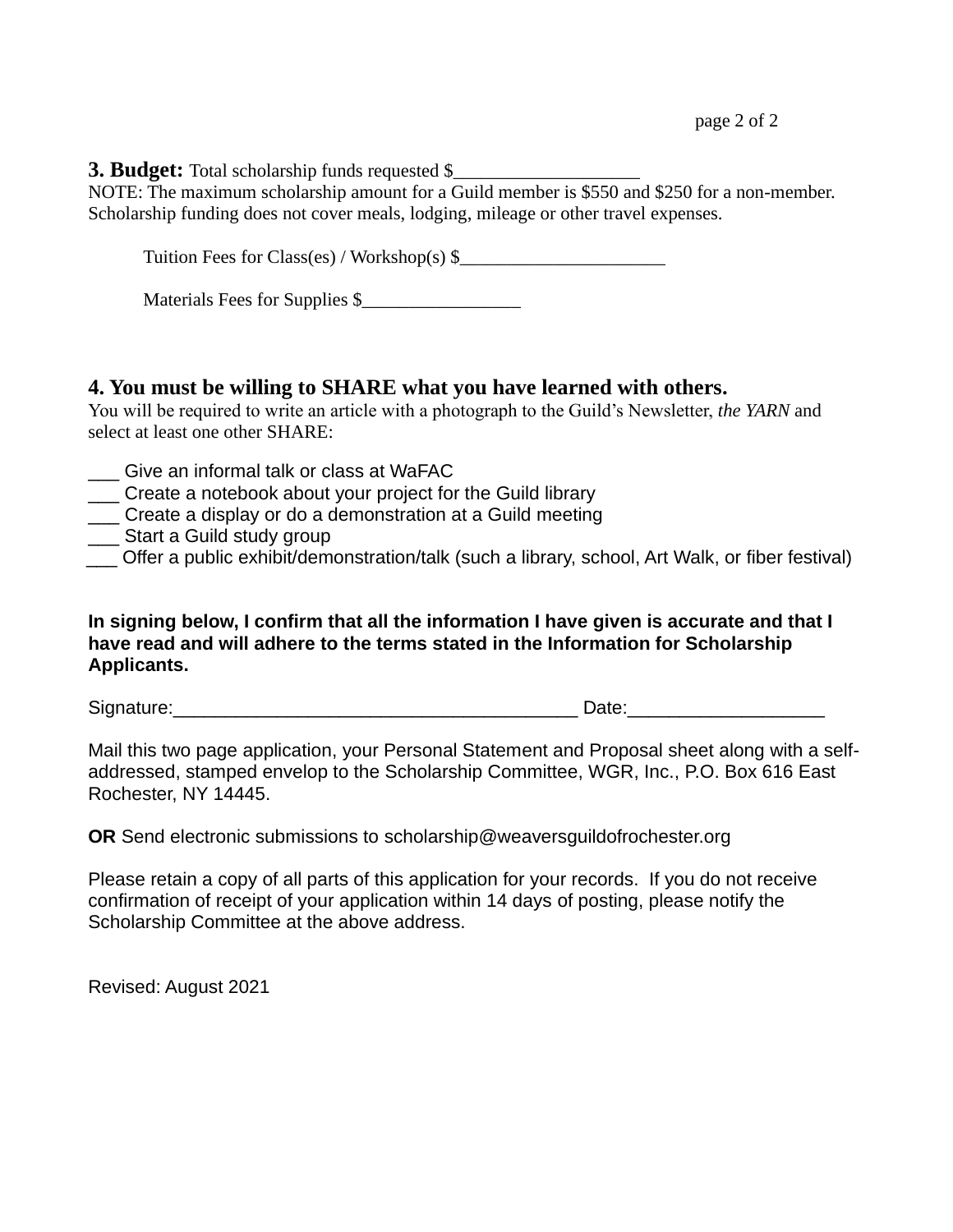**3. Budget:** Total scholarship funds requested $___________________

NOTE: The maximum scholarship amount for a Guild member is $550 and $250 for a non-member. Scholarship funding does not cover meals, lodging, mileage or other travel expenses.

Tuition Fees for Class(es) / Workshop(s) $_____________________

Materials Fees for Supplies $________________

**4. You must be willing to SHARE what you have learned with others.**

You will be required to write an article with a photograph to the Guild's Newsletter, *the YARN* and select at least one other SHARE:

___ Give an informal talk or class at WaFAC
___ Create a notebook about your project for the Guild library
___ Create a display or do a demonstration at a Guild meeting
___ Start a Guild study group
___ Offer a public exhibit/demonstration/talk (such a library, school, Art Walk, or fiber festival)

**In signing below, I confirm that all the information I have given is accurate and that I have read and will adhere to the terms stated in the Information for Scholarship Applicants.**

Signature:_______________________________________ Date:___________________

Mail this two page application, your Personal Statement and Proposal sheet along with a self-addressed, stamped envelop to the Scholarship Committee, WGR, Inc., P.O. Box 616 East Rochester, NY 14445.

**OR** Send electronic submissions to scholarship@weaversguildofrochester.org

Please retain a copy of all parts of this application for your records. If you do not receive confirmation of receipt of your application within 14 days of posting, please notify the Scholarship Committee at the above address.

Revised: August 2021